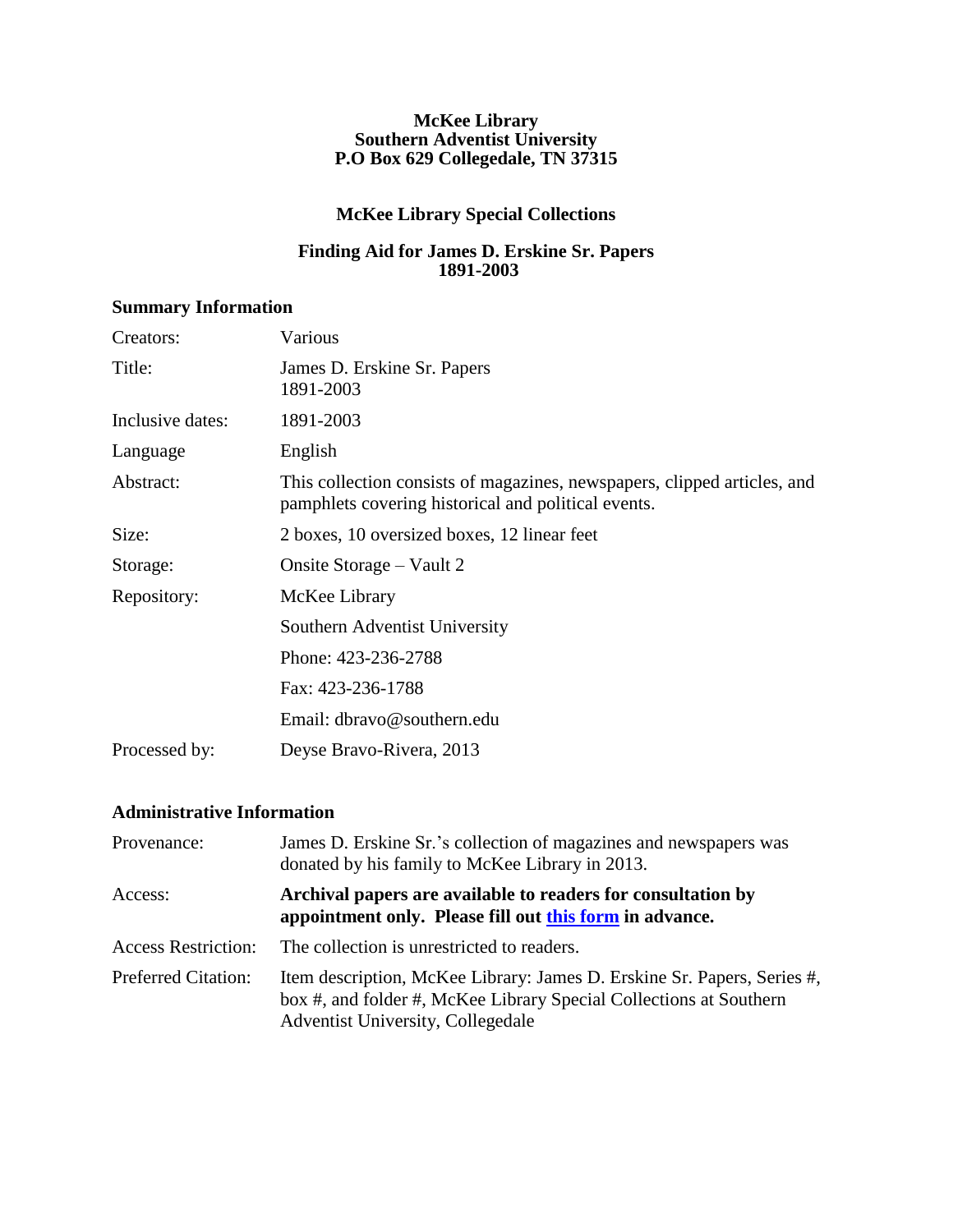**McKee Library**
**Southern Adventist University**
**P.O Box 629 Collegedale, TN 37315**

## McKee Library Special Collections

## Finding Aid for James D. Erskine Sr. Papers 1891-2003

### Summary Information

| | |
|---|---|
| Creators: | Various |
| Title: | James D. Erskine Sr. Papers 1891-2003 |
| Inclusive dates: | 1891-2003 |
| Language | English |
| Abstract: | This collection consists of magazines, newspapers, clipped articles, and pamphlets covering historical and political events. |
| Size: | 2 boxes, 10 oversized boxes, 12 linear feet |
| Storage: | Onsite Storage – Vault 2 |
| Repository: | McKee Library |
| | Southern Adventist University |
| | Phone: 423-236-2788 |
| | Fax: 423-236-1788 |
| | Email: dbravo@southern.edu |
| Processed by: | Deyse Bravo-Rivera, 2013 |

### Administrative Information

| | |
|---|---|
| Provenance: | James D. Erskine Sr.'s collection of magazines and newspapers was donated by his family to McKee Library in 2013. |
| Access: | **Archival papers are available to readers for consultation by appointment only. Please fill out this form in advance.** |
| Access Restriction: | The collection is unrestricted to readers. |
| Preferred Citation: | Item description, McKee Library: James D. Erskine Sr. Papers, Series #, box #, and folder #, McKee Library Special Collections at Southern Adventist University, Collegedale |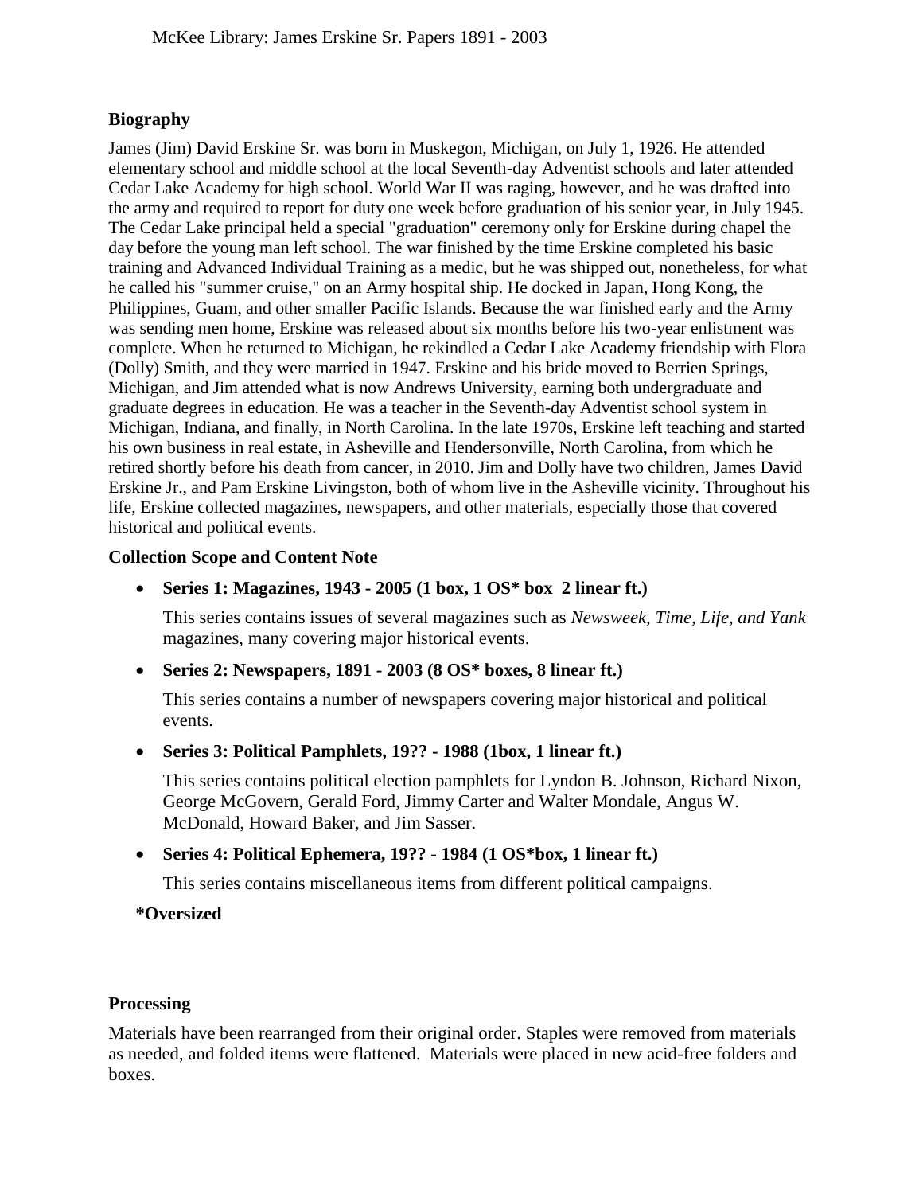## Biography

James (Jim) David Erskine Sr. was born in Muskegon, Michigan, on July 1, 1926. He attended elementary school and middle school at the local Seventh-day Adventist schools and later attended Cedar Lake Academy for high school. World War II was raging, however, and he was drafted into the army and required to report for duty one week before graduation of his senior year, in July 1945. The Cedar Lake principal held a special "graduation" ceremony only for Erskine during chapel the day before the young man left school. The war finished by the time Erskine completed his basic training and Advanced Individual Training as a medic, but he was shipped out, nonetheless, for what he called his "summer cruise," on an Army hospital ship. He docked in Japan, Hong Kong, the Philippines, Guam, and other smaller Pacific Islands. Because the war finished early and the Army was sending men home, Erskine was released about six months before his two-year enlistment was complete. When he returned to Michigan, he rekindled a Cedar Lake Academy friendship with Flora (Dolly) Smith, and they were married in 1947. Erskine and his bride moved to Berrien Springs, Michigan, and Jim attended what is now Andrews University, earning both undergraduate and graduate degrees in education. He was a teacher in the Seventh-day Adventist school system in Michigan, Indiana, and finally, in North Carolina. In the late 1970s, Erskine left teaching and started his own business in real estate, in Asheville and Hendersonville, North Carolina, from which he retired shortly before his death from cancer, in 2010. Jim and Dolly have two children, James David Erskine Jr., and Pam Erskine Livingston, both of whom live in the Asheville vicinity. Throughout his life, Erskine collected magazines, newspapers, and other materials, especially those that covered historical and political events.

## Collection Scope and Content Note

- **Series 1: Magazines, 1943 - 2005 (1 box, 1 OS* box 2 linear ft.)**

  This series contains issues of several magazines such as *Newsweek, Time, Life, and Yank* magazines, many covering major historical events.

- **Series 2: Newspapers, 1891 - 2003 (8 OS* boxes, 8 linear ft.)**

  This series contains a number of newspapers covering major historical and political events.

- **Series 3: Political Pamphlets, 19?? - 1988 (1box, 1 linear ft.)**

  This series contains political election pamphlets for Lyndon B. Johnson, Richard Nixon, George McGovern, Gerald Ford, Jimmy Carter and Walter Mondale, Angus W. McDonald, Howard Baker, and Jim Sasser.

- **Series 4: Political Ephemera, 19?? - 1984 (1 OS*box, 1 linear ft.)**

  This series contains miscellaneous items from different political campaigns.

**\*Oversized**

## Processing

Materials have been rearranged from their original order. Staples were removed from materials as needed, and folded items were flattened. Materials were placed in new acid-free folders and boxes.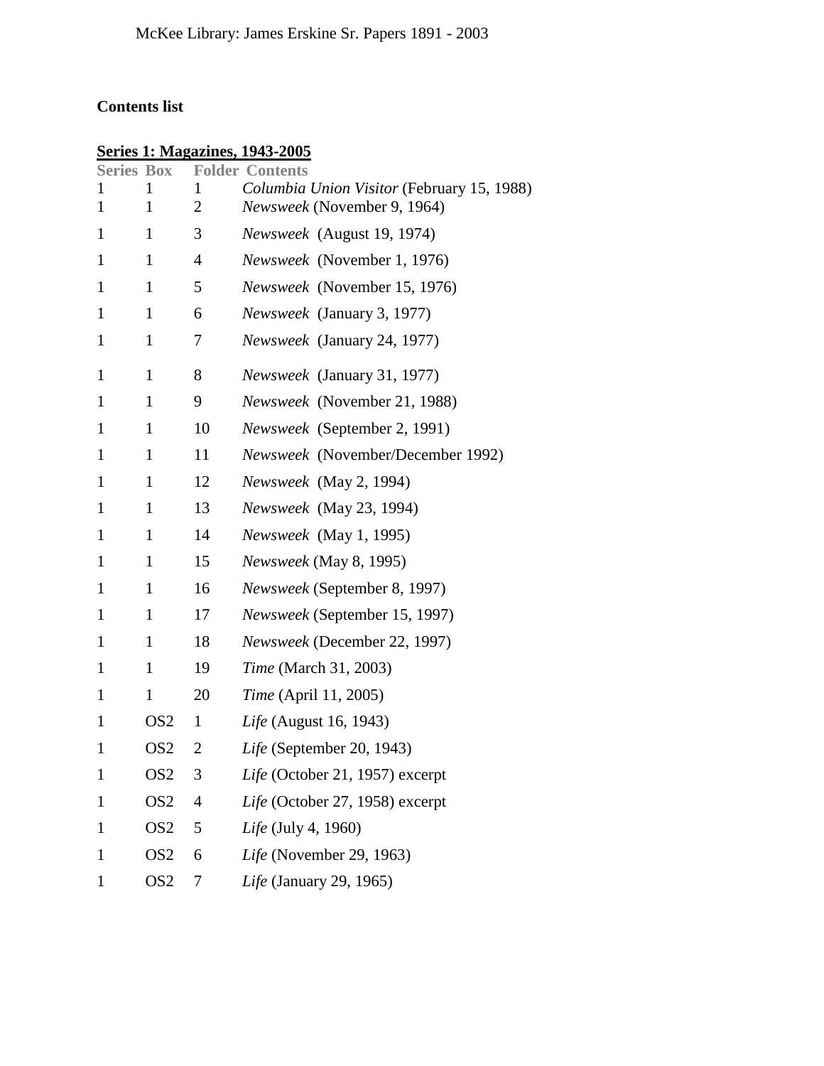## Contents list

### Series 1: Magazines, 1943-2005

| Series | Box | Folder | Contents |
|---|---|---|---|
| 1 | 1 | 1 | *Columbia Union Visitor* (February 15, 1988) |
| 1 | 1 | 2 | *Newsweek* (November 9, 1964) |
| 1 | 1 | 3 | *Newsweek* (August 19, 1974) |
| 1 | 1 | 4 | *Newsweek* (November 1, 1976) |
| 1 | 1 | 5 | *Newsweek* (November 15, 1976) |
| 1 | 1 | 6 | *Newsweek* (January 3, 1977) |
| 1 | 1 | 7 | *Newsweek* (January 24, 1977) |
| 1 | 1 | 8 | *Newsweek* (January 31, 1977) |
| 1 | 1 | 9 | *Newsweek* (November 21, 1988) |
| 1 | 1 | 10 | *Newsweek* (September 2, 1991) |
| 1 | 1 | 11 | *Newsweek* (November/December 1992) |
| 1 | 1 | 12 | *Newsweek* (May 2, 1994) |
| 1 | 1 | 13 | *Newsweek* (May 23, 1994) |
| 1 | 1 | 14 | *Newsweek* (May 1, 1995) |
| 1 | 1 | 15 | *Newsweek* (May 8, 1995) |
| 1 | 1 | 16 | *Newsweek* (September 8, 1997) |
| 1 | 1 | 17 | *Newsweek* (September 15, 1997) |
| 1 | 1 | 18 | *Newsweek* (December 22, 1997) |
| 1 | 1 | 19 | *Time* (March 31, 2003) |
| 1 | 1 | 20 | *Time* (April 11, 2005) |
| 1 | OS2 | 1 | *Life* (August 16, 1943) |
| 1 | OS2 | 2 | *Life* (September 20, 1943) |
| 1 | OS2 | 3 | *Life* (October 21, 1957) excerpt |
| 1 | OS2 | 4 | *Life* (October 27, 1958) excerpt |
| 1 | OS2 | 5 | *Life* (July 4, 1960) |
| 1 | OS2 | 6 | *Life* (November 29, 1963) |
| 1 | OS2 | 7 | *Life* (January 29, 1965) |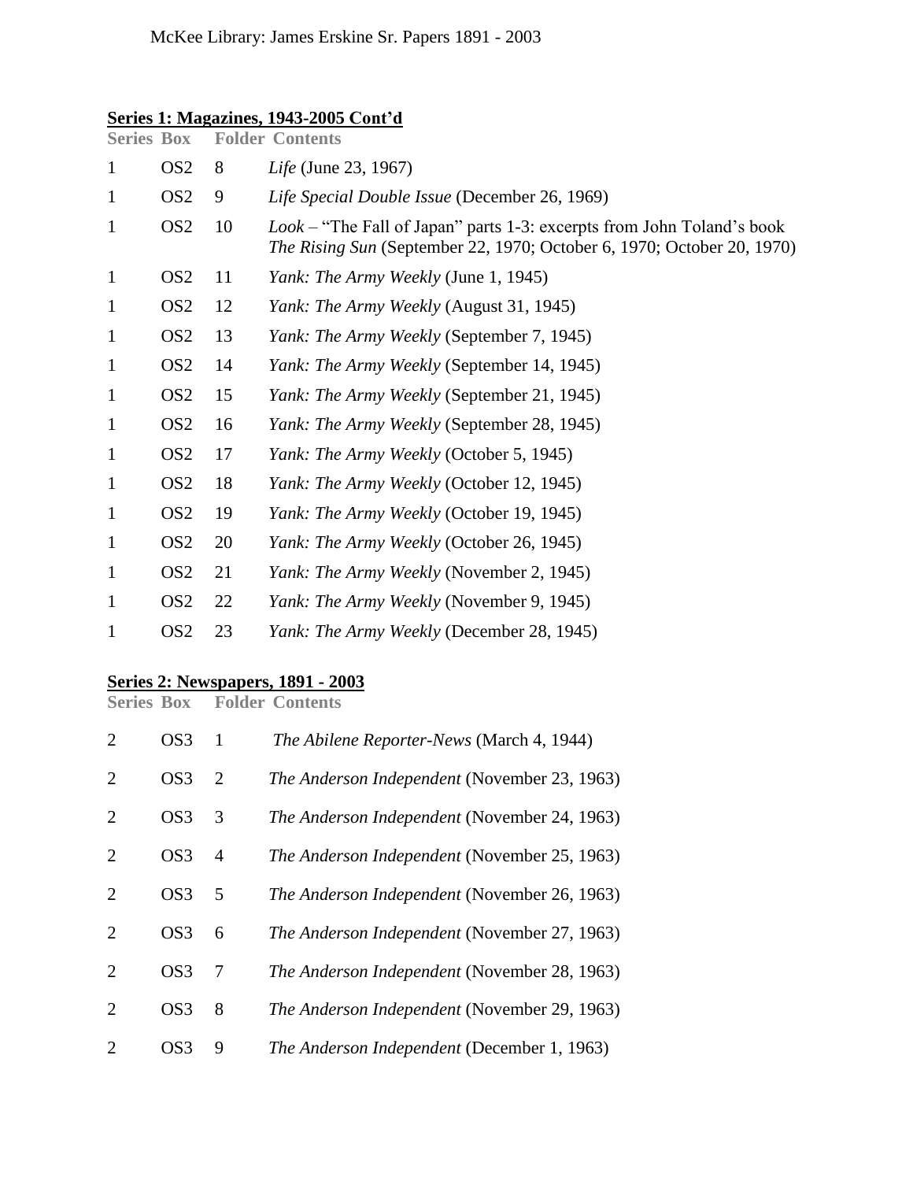**Series 1: Magazines, 1943-2005 Cont'd**

| Series | Box | Folder | Contents |
|---|---|---|---|
| 1 | OS2 | 8 | *Life* (June 23, 1967) |
| 1 | OS2 | 9 | *Life Special Double Issue* (December 26, 1969) |
| 1 | OS2 | 10 | *Look* – "The Fall of Japan" parts 1-3: excerpts from John Toland's book *The Rising Sun* (September 22, 1970; October 6, 1970; October 20, 1970) |
| 1 | OS2 | 11 | *Yank: The Army Weekly* (June 1, 1945) |
| 1 | OS2 | 12 | *Yank: The Army Weekly* (August 31, 1945) |
| 1 | OS2 | 13 | *Yank: The Army Weekly* (September 7, 1945) |
| 1 | OS2 | 14 | *Yank: The Army Weekly* (September 14, 1945) |
| 1 | OS2 | 15 | *Yank: The Army Weekly* (September 21, 1945) |
| 1 | OS2 | 16 | *Yank: The Army Weekly* (September 28, 1945) |
| 1 | OS2 | 17 | *Yank: The Army Weekly* (October 5, 1945) |
| 1 | OS2 | 18 | *Yank: The Army Weekly* (October 12, 1945) |
| 1 | OS2 | 19 | *Yank: The Army Weekly* (October 19, 1945) |
| 1 | OS2 | 20 | *Yank: The Army Weekly* (October 26, 1945) |
| 1 | OS2 | 21 | *Yank: The Army Weekly* (November 2, 1945) |
| 1 | OS2 | 22 | *Yank: The Army Weekly* (November 9, 1945) |
| 1 | OS2 | 23 | *Yank: The Army Weekly* (December 28, 1945) |

**Series 2: Newspapers, 1891 - 2003**

| Series | Box | Folder | Contents |
|---|---|---|---|
| 2 | OS3 | 1 | *The Abilene Reporter-News* (March 4, 1944) |
| 2 | OS3 | 2 | *The Anderson Independent* (November 23, 1963) |
| 2 | OS3 | 3 | *The Anderson Independent* (November 24, 1963) |
| 2 | OS3 | 4 | *The Anderson Independent* (November 25, 1963) |
| 2 | OS3 | 5 | *The Anderson Independent* (November 26, 1963) |
| 2 | OS3 | 6 | *The Anderson Independent* (November 27, 1963) |
| 2 | OS3 | 7 | *The Anderson Independent* (November 28, 1963) |
| 2 | OS3 | 8 | *The Anderson Independent* (November 29, 1963) |
| 2 | OS3 | 9 | *The Anderson Independent* (December 1, 1963) |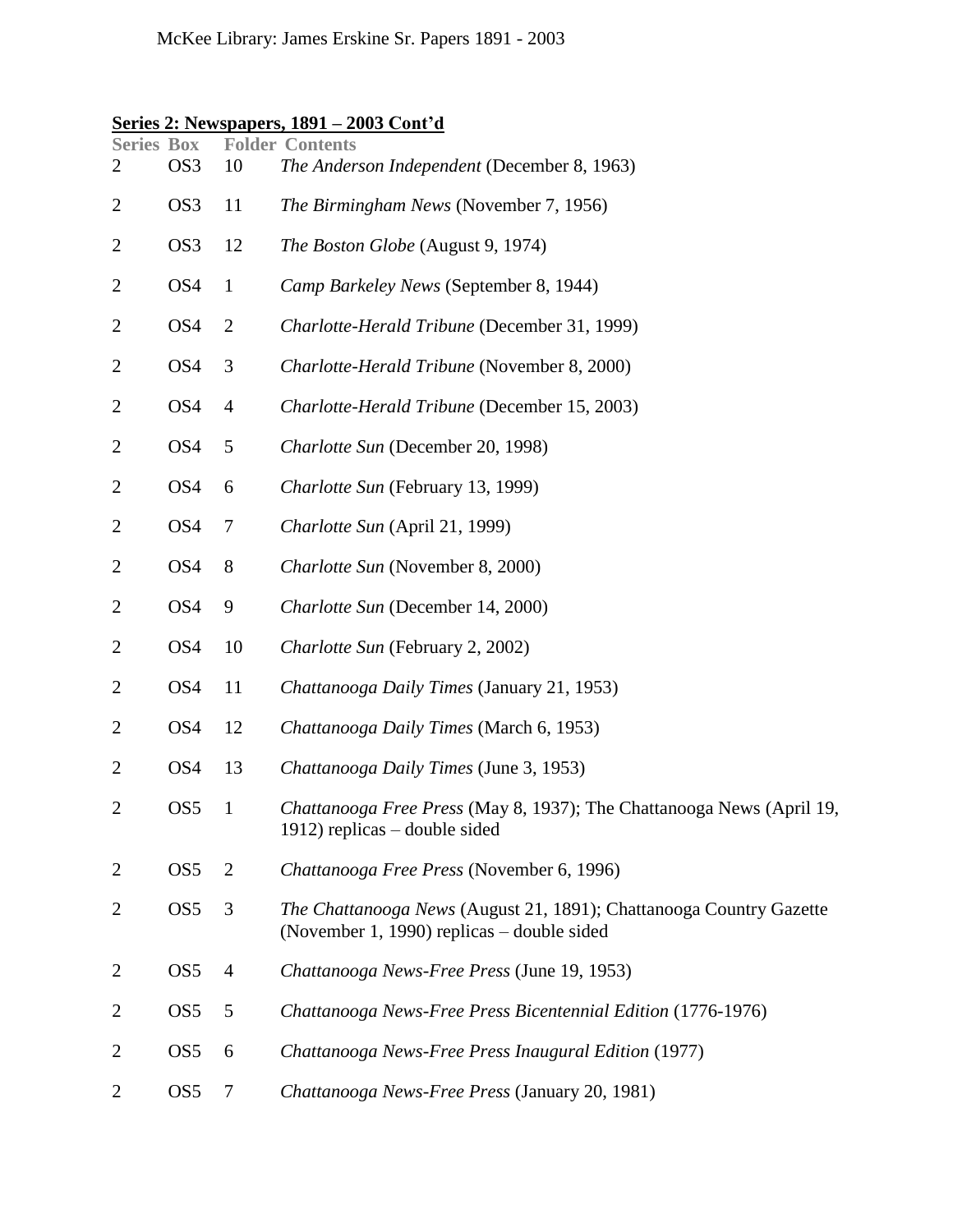**Series 2: Newspapers, 1891 – 2003 Cont'd**

| Series | Box | Folder | Contents |
|---|---|---|---|
| 2 | OS3 | 10 | *The Anderson Independent* (December 8, 1963) |
| 2 | OS3 | 11 | *The Birmingham News* (November 7, 1956) |
| 2 | OS3 | 12 | *The Boston Globe* (August 9, 1974) |
| 2 | OS4 | 1 | *Camp Barkeley News* (September 8, 1944) |
| 2 | OS4 | 2 | *Charlotte-Herald Tribune* (December 31, 1999) |
| 2 | OS4 | 3 | *Charlotte-Herald Tribune* (November 8, 2000) |
| 2 | OS4 | 4 | *Charlotte-Herald Tribune* (December 15, 2003) |
| 2 | OS4 | 5 | *Charlotte Sun* (December 20, 1998) |
| 2 | OS4 | 6 | *Charlotte Sun* (February 13, 1999) |
| 2 | OS4 | 7 | *Charlotte Sun* (April 21, 1999) |
| 2 | OS4 | 8 | *Charlotte Sun* (November 8, 2000) |
| 2 | OS4 | 9 | *Charlotte Sun* (December 14, 2000) |
| 2 | OS4 | 10 | *Charlotte Sun* (February 2, 2002) |
| 2 | OS4 | 11 | *Chattanooga Daily Times* (January 21, 1953) |
| 2 | OS4 | 12 | *Chattanooga Daily Times* (March 6, 1953) |
| 2 | OS4 | 13 | *Chattanooga Daily Times* (June 3, 1953) |
| 2 | OS5 | 1 | *Chattanooga Free Press* (May 8, 1937); The Chattanooga News (April 19, 1912) replicas – double sided |
| 2 | OS5 | 2 | *Chattanooga Free Press* (November 6, 1996) |
| 2 | OS5 | 3 | *The Chattanooga News* (August 21, 1891); Chattanooga Country Gazette (November 1, 1990) replicas – double sided |
| 2 | OS5 | 4 | *Chattanooga News-Free Press* (June 19, 1953) |
| 2 | OS5 | 5 | *Chattanooga News-Free Press Bicentennial Edition* (1776-1976) |
| 2 | OS5 | 6 | *Chattanooga News-Free Press Inaugural Edition* (1977) |
| 2 | OS5 | 7 | *Chattanooga News-Free Press* (January 20, 1981) |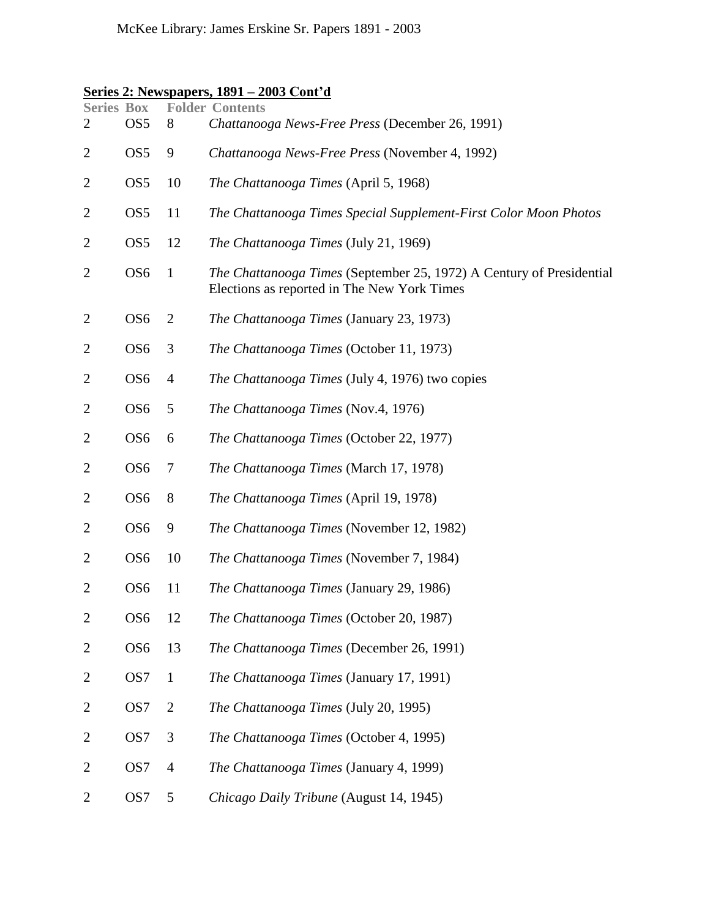## Series 2: Newspapers, 1891 – 2003 Cont'd

| Series | Box | Folder | Contents |
|---|---|---|---|
| 2 | OS5 | 8 | *Chattanooga News-Free Press* (December 26, 1991) |
| 2 | OS5 | 9 | *Chattanooga News-Free Press* (November 4, 1992) |
| 2 | OS5 | 10 | *The Chattanooga Times* (April 5, 1968) |
| 2 | OS5 | 11 | *The Chattanooga Times Special Supplement-First Color Moon Photos* |
| 2 | OS5 | 12 | *The Chattanooga Times* (July 21, 1969) |
| 2 | OS6 | 1 | *The Chattanooga Times* (September 25, 1972) A Century of Presidential Elections as reported in The New York Times |
| 2 | OS6 | 2 | *The Chattanooga Times* (January 23, 1973) |
| 2 | OS6 | 3 | *The Chattanooga Times* (October 11, 1973) |
| 2 | OS6 | 4 | *The Chattanooga Times* (July 4, 1976) two copies |
| 2 | OS6 | 5 | *The Chattanooga Times* (Nov.4, 1976) |
| 2 | OS6 | 6 | *The Chattanooga Times* (October 22, 1977) |
| 2 | OS6 | 7 | *The Chattanooga Times* (March 17, 1978) |
| 2 | OS6 | 8 | *The Chattanooga Times* (April 19, 1978) |
| 2 | OS6 | 9 | *The Chattanooga Times* (November 12, 1982) |
| 2 | OS6 | 10 | *The Chattanooga Times* (November 7, 1984) |
| 2 | OS6 | 11 | *The Chattanooga Times* (January 29, 1986) |
| 2 | OS6 | 12 | *The Chattanooga Times* (October 20, 1987) |
| 2 | OS6 | 13 | *The Chattanooga Times* (December 26, 1991) |
| 2 | OS7 | 1 | *The Chattanooga Times* (January 17, 1991) |
| 2 | OS7 | 2 | *The Chattanooga Times* (July 20, 1995) |
| 2 | OS7 | 3 | *The Chattanooga Times* (October 4, 1995) |
| 2 | OS7 | 4 | *The Chattanooga Times* (January 4, 1999) |
| 2 | OS7 | 5 | *Chicago Daily Tribune* (August 14, 1945) |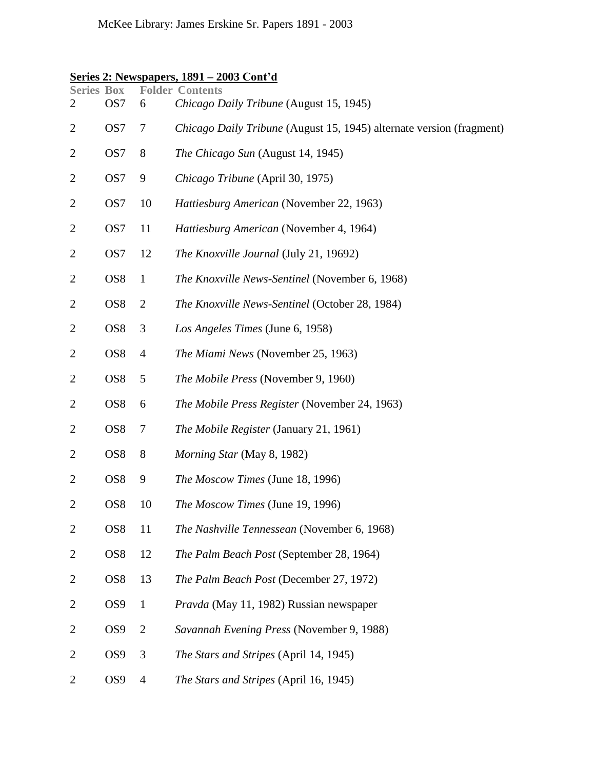## Series 2: Newspapers, 1891 – 2003 Cont'd

| Series | Box | Folder | Contents |
|---|---|---|---|
| 2 | OS7 | 6 | *Chicago Daily Tribune* (August 15, 1945) |
| 2 | OS7 | 7 | *Chicago Daily Tribune* (August 15, 1945) alternate version (fragment) |
| 2 | OS7 | 8 | *The Chicago Sun* (August 14, 1945) |
| 2 | OS7 | 9 | *Chicago Tribune* (April 30, 1975) |
| 2 | OS7 | 10 | *Hattiesburg American* (November 22, 1963) |
| 2 | OS7 | 11 | *Hattiesburg American* (November 4, 1964) |
| 2 | OS7 | 12 | *The Knoxville Journal* (July 21, 19692) |
| 2 | OS8 | 1 | *The Knoxville News-Sentinel* (November 6, 1968) |
| 2 | OS8 | 2 | *The Knoxville News-Sentinel* (October 28, 1984) |
| 2 | OS8 | 3 | *Los Angeles Times* (June 6, 1958) |
| 2 | OS8 | 4 | *The Miami News* (November 25, 1963) |
| 2 | OS8 | 5 | *The Mobile Press* (November 9, 1960) |
| 2 | OS8 | 6 | *The Mobile Press Register* (November 24, 1963) |
| 2 | OS8 | 7 | *The Mobile Register* (January 21, 1961) |
| 2 | OS8 | 8 | *Morning Star* (May 8, 1982) |
| 2 | OS8 | 9 | *The Moscow Times* (June 18, 1996) |
| 2 | OS8 | 10 | *The Moscow Times* (June 19, 1996) |
| 2 | OS8 | 11 | *The Nashville Tennessean* (November 6, 1968) |
| 2 | OS8 | 12 | *The Palm Beach Post* (September 28, 1964) |
| 2 | OS8 | 13 | *The Palm Beach Post* (December 27, 1972) |
| 2 | OS9 | 1 | *Pravda* (May 11, 1982) Russian newspaper |
| 2 | OS9 | 2 | *Savannah Evening Press* (November 9, 1988) |
| 2 | OS9 | 3 | *The Stars and Stripes* (April 14, 1945) |
| 2 | OS9 | 4 | *The Stars and Stripes* (April 16, 1945) |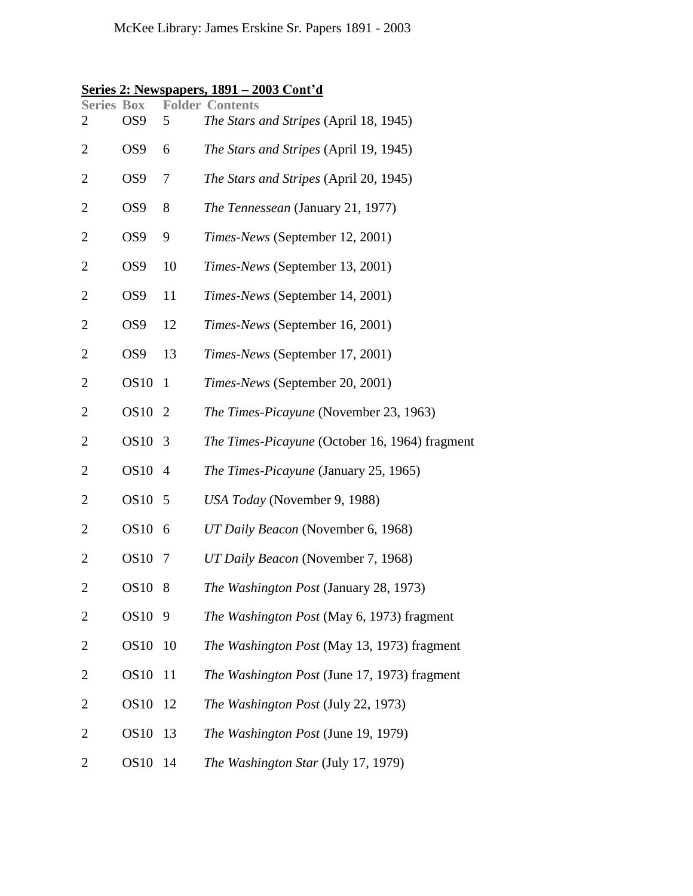## Series 2: Newspapers, 1891 – 2003 Cont'd

| Series | Box | Folder | Contents |
|---|---|---|---|
| 2 | OS9 | 5 | *The Stars and Stripes* (April 18, 1945) |
| 2 | OS9 | 6 | *The Stars and Stripes* (April 19, 1945) |
| 2 | OS9 | 7 | *The Stars and Stripes* (April 20, 1945) |
| 2 | OS9 | 8 | *The Tennessean* (January 21, 1977) |
| 2 | OS9 | 9 | *Times-News* (September 12, 2001) |
| 2 | OS9 | 10 | *Times-News* (September 13, 2001) |
| 2 | OS9 | 11 | *Times-News* (September 14, 2001) |
| 2 | OS9 | 12 | *Times-News* (September 16, 2001) |
| 2 | OS9 | 13 | *Times-News* (September 17, 2001) |
| 2 | OS10 | 1 | *Times-News* (September 20, 2001) |
| 2 | OS10 | 2 | *The Times-Picayune* (November 23, 1963) |
| 2 | OS10 | 3 | *The Times-Picayune* (October 16, 1964) fragment |
| 2 | OS10 | 4 | *The Times-Picayune* (January 25, 1965) |
| 2 | OS10 | 5 | *USA Today* (November 9, 1988) |
| 2 | OS10 | 6 | *UT Daily Beacon* (November 6, 1968) |
| 2 | OS10 | 7 | *UT Daily Beacon* (November 7, 1968) |
| 2 | OS10 | 8 | *The Washington Post* (January 28, 1973) |
| 2 | OS10 | 9 | *The Washington Post* (May 6, 1973) fragment |
| 2 | OS10 | 10 | *The Washington Post* (May 13, 1973) fragment |
| 2 | OS10 | 11 | *The Washington Post* (June 17, 1973) fragment |
| 2 | OS10 | 12 | *The Washington Post* (July 22, 1973) |
| 2 | OS10 | 13 | *The Washington Post* (June 19, 1979) |
| 2 | OS10 | 14 | *The Washington Star* (July 17, 1979) |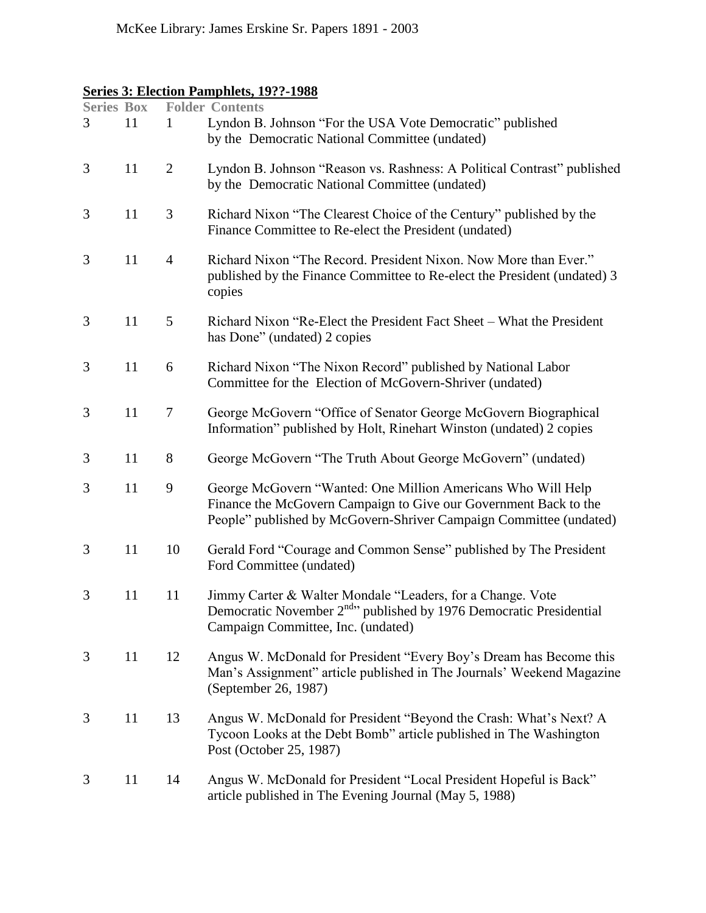## Series 3: Election Pamphlets, 19??-1988

| Series | Box | Folder | Contents |
|---|---|---|---|
| 3 | 11 | 1 | Lyndon B. Johnson “For the USA Vote Democratic” published by the Democratic National Committee (undated) |
| 3 | 11 | 2 | Lyndon B. Johnson “Reason vs. Rashness: A Political Contrast” published by the Democratic National Committee (undated) |
| 3 | 11 | 3 | Richard Nixon “The Clearest Choice of the Century” published by the Finance Committee to Re-elect the President (undated) |
| 3 | 11 | 4 | Richard Nixon “The Record. President Nixon. Now More than Ever.” published by the Finance Committee to Re-elect the President (undated) 3 copies |
| 3 | 11 | 5 | Richard Nixon “Re-Elect the President Fact Sheet – What the President has Done” (undated) 2 copies |
| 3 | 11 | 6 | Richard Nixon “The Nixon Record” published by National Labor Committee for the Election of McGovern-Shriver (undated) |
| 3 | 11 | 7 | George McGovern “Office of Senator George McGovern Biographical Information” published by Holt, Rinehart Winston (undated) 2 copies |
| 3 | 11 | 8 | George McGovern “The Truth About George McGovern” (undated) |
| 3 | 11 | 9 | George McGovern “Wanted: One Million Americans Who Will Help Finance the McGovern Campaign to Give our Government Back to the People” published by McGovern-Shriver Campaign Committee (undated) |
| 3 | 11 | 10 | Gerald Ford “Courage and Common Sense” published by The President Ford Committee (undated) |
| 3 | 11 | 11 | Jimmy Carter & Walter Mondale “Leaders, for a Change. Vote Democratic November 2nd” published by 1976 Democratic Presidential Campaign Committee, Inc. (undated) |
| 3 | 11 | 12 | Angus W. McDonald for President “Every Boy’s Dream has Become this Man’s Assignment” article published in The Journals’ Weekend Magazine (September 26, 1987) |
| 3 | 11 | 13 | Angus W. McDonald for President “Beyond the Crash: What’s Next? A Tycoon Looks at the Debt Bomb” article published in The Washington Post (October 25, 1987) |
| 3 | 11 | 14 | Angus W. McDonald for President “Local President Hopeful is Back” article published in The Evening Journal (May 5, 1988) |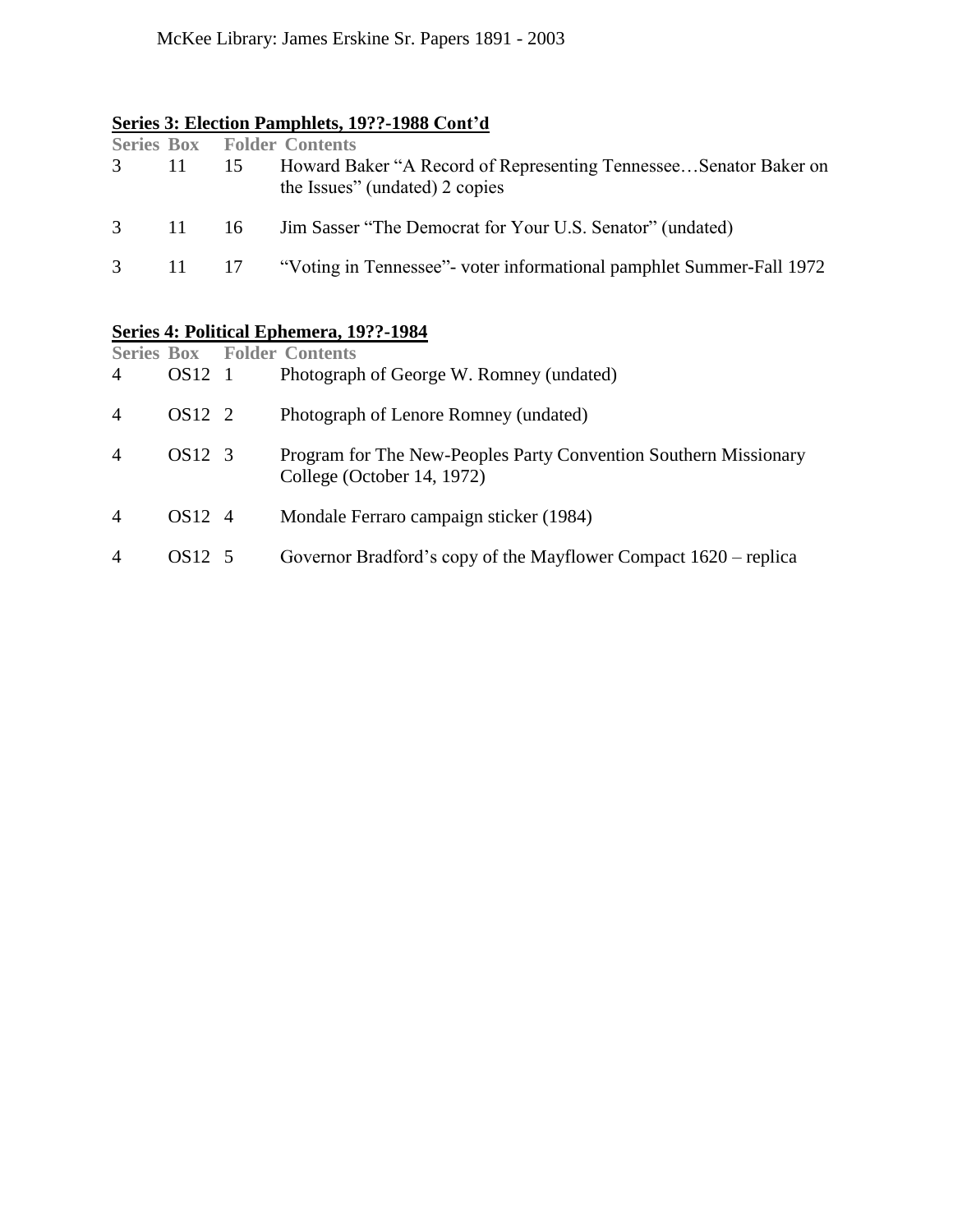## Series 3: Election Pamphlets, 19??-1988 Cont'd

| Series | Box | Folder | Contents |
|---|---|---|---|
| 3 | 11 | 15 | Howard Baker "A Record of Representing Tennessee…Senator Baker on the Issues" (undated) 2 copies |
| 3 | 11 | 16 | Jim Sasser "The Democrat for Your U.S. Senator" (undated) |
| 3 | 11 | 17 | "Voting in Tennessee"- voter informational pamphlet Summer-Fall 1972 |

## Series 4: Political Ephemera, 19??-1984

| Series | Box | Folder | Contents |
|---|---|---|---|
| 4 | OS12 | 1 | Photograph of George W. Romney (undated) |
| 4 | OS12 | 2 | Photograph of Lenore Romney (undated) |
| 4 | OS12 | 3 | Program for The New-Peoples Party Convention Southern Missionary College (October 14, 1972) |
| 4 | OS12 | 4 | Mondale Ferraro campaign sticker (1984) |
| 4 | OS12 | 5 | Governor Bradford's copy of the Mayflower Compact 1620 – replica |